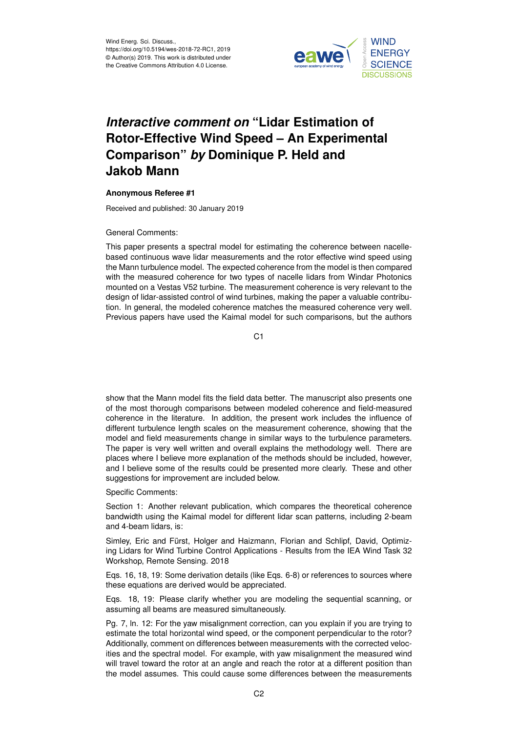# *Interactive comment on* "Lidar Estimation of Rotor-Effective Wind Speed – An Experimental Comparison" *by* Dominique P. Held and Jakob Mann

**Anonymous Referee #1**

Received and published: 30 January 2019

General Comments:

This paper presents a spectral model for estimating the coherence between nacelle-based continuous wave lidar measurements and the rotor effective wind speed using the Mann turbulence model. The expected coherence from the model is then compared with the measured coherence for two types of nacelle lidars from Windar Photonics mounted on a Vestas V52 turbine. The measurement coherence is very relevant to the design of lidar-assisted control of wind turbines, making the paper a valuable contribution. In general, the modeled coherence matches the measured coherence very well. Previous papers have used the Kaimal model for such comparisons, but the authors show that the Mann model fits the field data better. The manuscript also presents one of the most thorough comparisons between modeled coherence and field-measured coherence in the literature. In addition, the present work includes the influence of different turbulence length scales on the measurement coherence, showing that the model and field measurements change in similar ways to the turbulence parameters. The paper is very well written and overall explains the methodology well. There are places where I believe more explanation of the methods should be included, however, and I believe some of the results could be presented more clearly. These and other suggestions for improvement are included below.

Specific Comments:

Section 1: Another relevant publication, which compares the theoretical coherence bandwidth using the Kaimal model for different lidar scan patterns, including 2-beam and 4-beam lidars, is:

Simley, Eric and Fürst, Holger and Haizmann, Florian and Schlipf, David, Optimizing Lidars for Wind Turbine Control Applications - Results from the IEA Wind Task 32 Workshop, Remote Sensing. 2018

Eqs. 16, 18, 19: Some derivation details (like Eqs. 6-8) or references to sources where these equations are derived would be appreciated.

Eqs. 18, 19: Please clarify whether you are modeling the sequential scanning, or assuming all beams are measured simultaneously.

Pg. 7, ln. 12: For the yaw misalignment correction, can you explain if you are trying to estimate the total horizontal wind speed, or the component perpendicular to the rotor? Additionally, comment on differences between measurements with the corrected velocities and the spectral model. For example, with yaw misalignment the measured wind will travel toward the rotor at an angle and reach the rotor at a different position than the model assumes. This could cause some differences between the measurements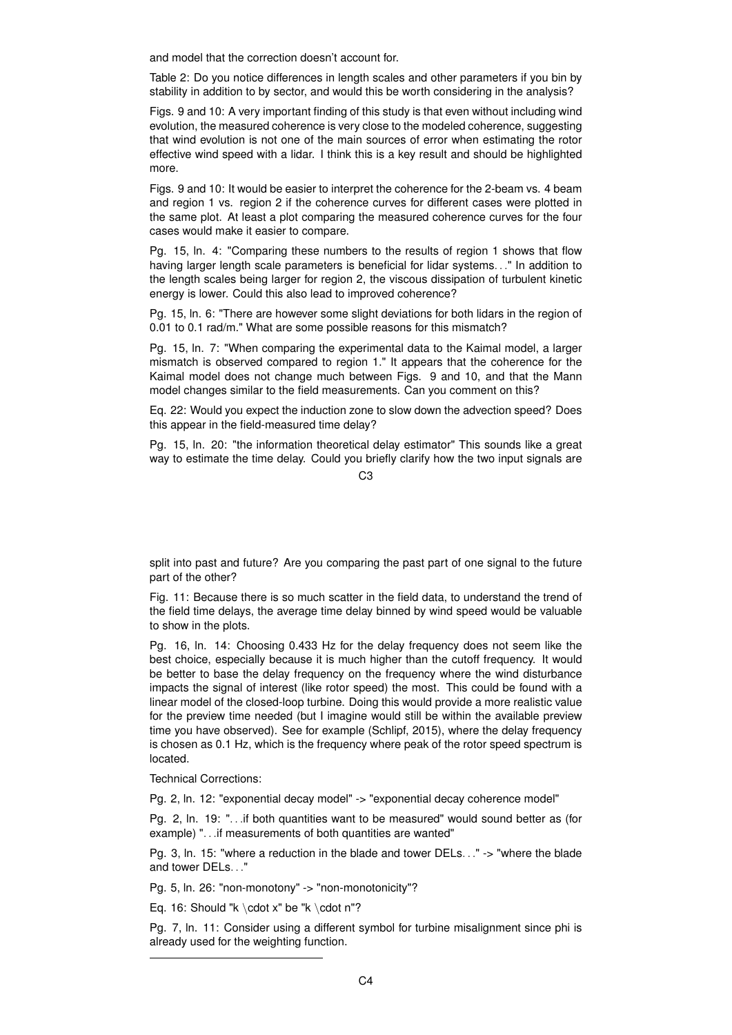and model that the correction doesn't account for.

Table 2: Do you notice differences in length scales and other parameters if you bin by stability in addition to by sector, and would this be worth considering in the analysis?

Figs. 9 and 10: A very important finding of this study is that even without including wind evolution, the measured coherence is very close to the modeled coherence, suggesting that wind evolution is not one of the main sources of error when estimating the rotor effective wind speed with a lidar. I think this is a key result and should be highlighted more.

Figs. 9 and 10: It would be easier to interpret the coherence for the 2-beam vs. 4 beam and region 1 vs. region 2 if the coherence curves for different cases were plotted in the same plot. At least a plot comparing the measured coherence curves for the four cases would make it easier to compare.

Pg. 15, ln. 4: "Comparing these numbers to the results of region 1 shows that flow having larger length scale parameters is beneficial for lidar systems. . ." In addition to the length scales being larger for region 2, the viscous dissipation of turbulent kinetic energy is lower. Could this also lead to improved coherence?

Pg. 15, ln. 6: "There are however some slight deviations for both lidars in the region of 0.01 to 0.1 rad/m." What are some possible reasons for this mismatch?

Pg. 15, ln. 7: "When comparing the experimental data to the Kaimal model, a larger mismatch is observed compared to region 1." It appears that the coherence for the Kaimal model does not change much between Figs. 9 and 10, and that the Mann model changes similar to the field measurements. Can you comment on this?

Eq. 22: Would you expect the induction zone to slow down the advection speed? Does this appear in the field-measured time delay?

Pg. 15, ln. 20: "the information theoretical delay estimator" This sounds like a great way to estimate the time delay. Could you briefly clarify how the two input signals are split into past and future? Are you comparing the past part of one signal to the future part of the other?

Fig. 11: Because there is so much scatter in the field data, to understand the trend of the field time delays, the average time delay binned by wind speed would be valuable to show in the plots.

Pg. 16, ln. 14: Choosing 0.433 Hz for the delay frequency does not seem like the best choice, especially because it is much higher than the cutoff frequency. It would be better to base the delay frequency on the frequency where the wind disturbance impacts the signal of interest (like rotor speed) the most. This could be found with a linear model of the closed-loop turbine. Doing this would provide a more realistic value for the preview time needed (but I imagine would still be within the available preview time you have observed). See for example (Schlipf, 2015), where the delay frequency is chosen as 0.1 Hz, which is the frequency where peak of the rotor speed spectrum is located.

Technical Corrections:

Pg. 2, ln. 12: "exponential decay model" -> "exponential decay coherence model"

Pg. 2, ln. 19: ". . .if both quantities want to be measured" would sound better as (for example) ". . .if measurements of both quantities are wanted"

Pg. 3, ln. 15: "where a reduction in the blade and tower DELs. . ." -> "where the blade and tower DELs. . ."

Pg. 5, ln. 26: "non-monotony" -> "non-monotonicity"?

Eq. 16: Should "k \cdot x" be "k \cdot n"?

Pg. 7, ln. 11: Consider using a different symbol for turbine misalignment since phi is already used for the weighting function.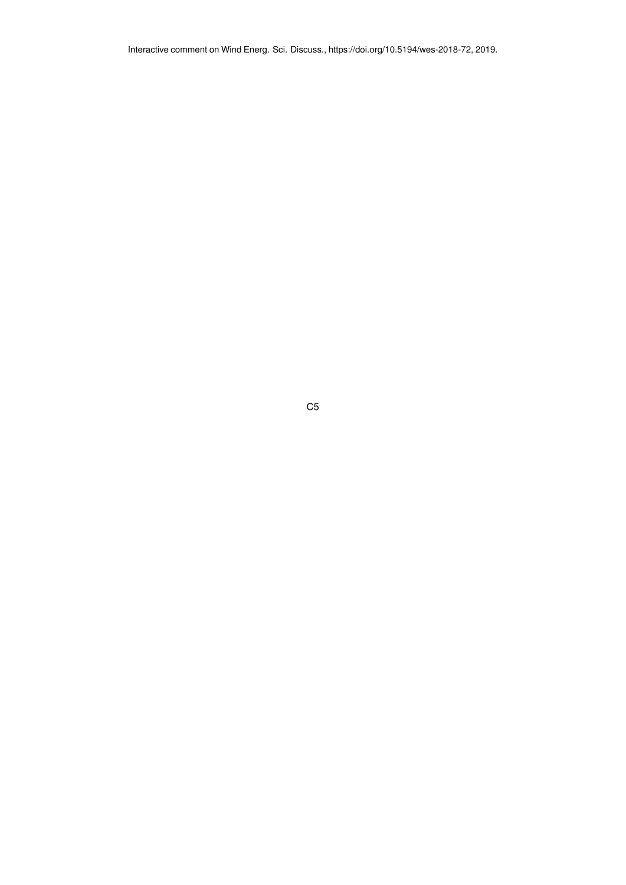Interactive comment on Wind Energ. Sci. Discuss., https://doi.org/10.5194/wes-2018-72, 2019.